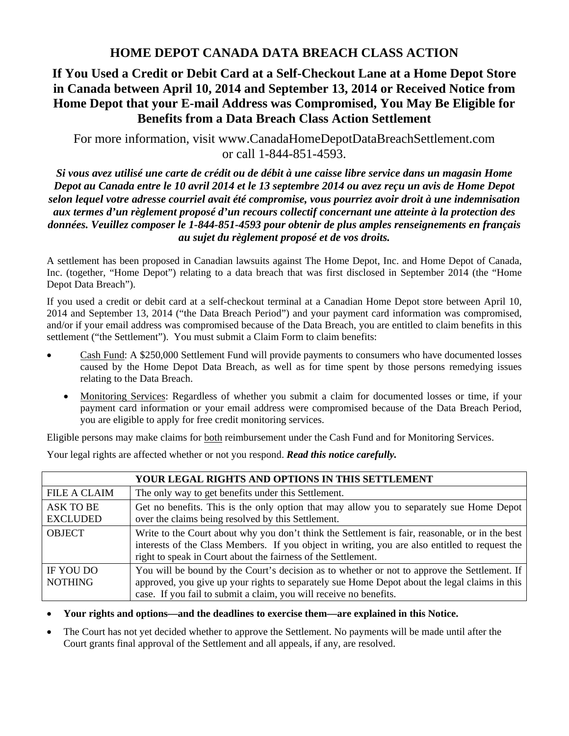# HOME DEPOT CANADA DATA BREACH CLASS ACTION

## If You Used a Credit or Debit Card at a Self-Checkout Lane at a Home Depot Store in Canada between April 10, 2014 and September 13, 2014 or Received Notice from Home Depot that your E-mail Address was Compromised, You May Be Eligible for Benefits from a Data Breach Class Action Settlement

For more information, visit www.CanadaHomeDepotDataBreachSettlement.com or call 1-844-851-4593.

***Si vous avez utilisé une carte de crédit ou de débit à une caisse libre service dans un magasin Home Depot au Canada entre le 10 avril 2014 et le 13 septembre 2014 ou avez reçu un avis de Home Depot selon lequel votre adresse courriel avait été compromise, vous pourriez avoir droit à une indemnisation aux termes d'un règlement proposé d'un recours collectif concernant une atteinte à la protection des données. Veuillez composer le 1-844-851-4593 pour obtenir de plus amples renseignements en français au sujet du règlement proposé et de vos droits.***

A settlement has been proposed in Canadian lawsuits against The Home Depot, Inc. and Home Depot of Canada, Inc. (together, "Home Depot") relating to a data breach that was first disclosed in September 2014 (the "Home Depot Data Breach").

If you used a credit or debit card at a self-checkout terminal at a Canadian Home Depot store between April 10, 2014 and September 13, 2014 ("the Data Breach Period") and your payment card information was compromised, and/or if your email address was compromised because of the Data Breach, you are entitled to claim benefits in this settlement ("the Settlement"). You must submit a Claim Form to claim benefits:

- <u>Cash Fund</u>: A $250,000 Settlement Fund will provide payments to consumers who have documented losses caused by the Home Depot Data Breach, as well as for time spent by those persons remedying issues relating to the Data Breach.
  - <u>Monitoring Services</u>: Regardless of whether you submit a claim for documented losses or time, if your payment card information or your email address were compromised because of the Data Breach Period, you are eligible to apply for free credit monitoring services.

Eligible persons may make claims for <u>both</u> reimbursement under the Cash Fund and for Monitoring Services.

Your legal rights are affected whether or not you respond. ***Read this notice carefully.***

| YOUR LEGAL RIGHTS AND OPTIONS IN THIS SETTLEMENT | |
|---|---|
| FILE A CLAIM | The only way to get benefits under this Settlement. |
| ASK TO BE EXCLUDED | Get no benefits. This is the only option that may allow you to separately sue Home Depot over the claims being resolved by this Settlement. |
| OBJECT | Write to the Court about why you don't think the Settlement is fair, reasonable, or in the best interests of the Class Members. If you object in writing, you are also entitled to request the right to speak in Court about the fairness of the Settlement. |
| IF YOU DO NOTHING | You will be bound by the Court's decision as to whether or not to approve the Settlement. If approved, you give up your rights to separately sue Home Depot about the legal claims in this case. If you fail to submit a claim, you will receive no benefits. |

- **Your rights and options—and the deadlines to exercise them—are explained in this Notice.**
- The Court has not yet decided whether to approve the Settlement. No payments will be made until after the Court grants final approval of the Settlement and all appeals, if any, are resolved.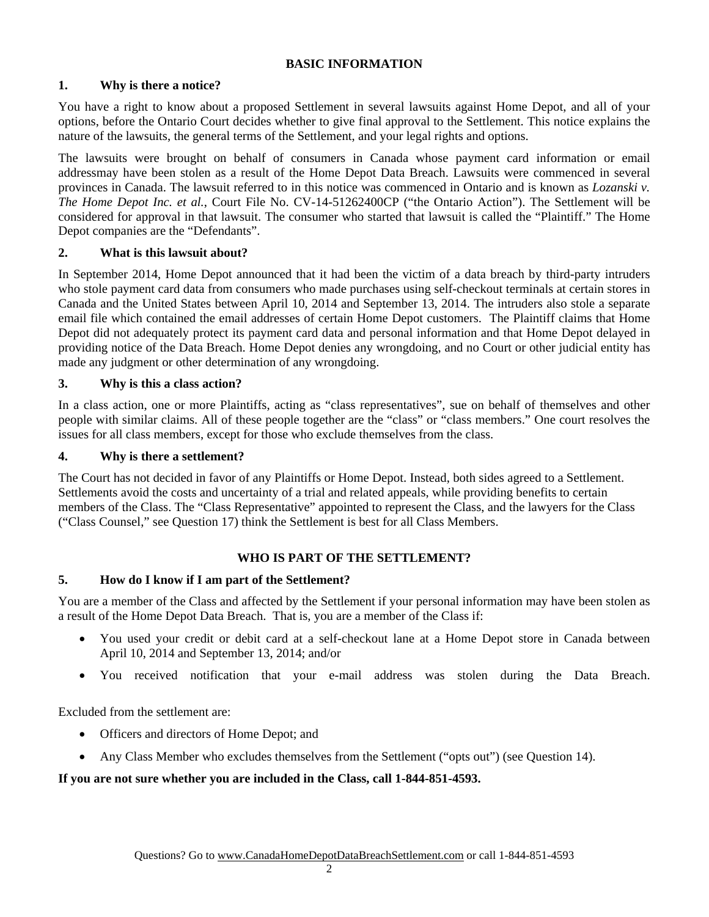## BASIC INFORMATION

### 1. Why is there a notice?

You have a right to know about a proposed Settlement in several lawsuits against Home Depot, and all of your options, before the Ontario Court decides whether to give final approval to the Settlement. This notice explains the nature of the lawsuits, the general terms of the Settlement, and your legal rights and options.

The lawsuits were brought on behalf of consumers in Canada whose payment card information or email addressmay have been stolen as a result of the Home Depot Data Breach. Lawsuits were commenced in several provinces in Canada. The lawsuit referred to in this notice was commenced in Ontario and is known as *Lozanski v. The Home Depot Inc. et al.*, Court File No. CV-14-51262400CP ("the Ontario Action"). The Settlement will be considered for approval in that lawsuit. The consumer who started that lawsuit is called the "Plaintiff." The Home Depot companies are the "Defendants".

### 2. What is this lawsuit about?

In September 2014, Home Depot announced that it had been the victim of a data breach by third-party intruders who stole payment card data from consumers who made purchases using self-checkout terminals at certain stores in Canada and the United States between April 10, 2014 and September 13, 2014. The intruders also stole a separate email file which contained the email addresses of certain Home Depot customers. The Plaintiff claims that Home Depot did not adequately protect its payment card data and personal information and that Home Depot delayed in providing notice of the Data Breach. Home Depot denies any wrongdoing, and no Court or other judicial entity has made any judgment or other determination of any wrongdoing.

### 3. Why is this a class action?

In a class action, one or more Plaintiffs, acting as "class representatives", sue on behalf of themselves and other people with similar claims. All of these people together are the "class" or "class members." One court resolves the issues for all class members, except for those who exclude themselves from the class.

### 4. Why is there a settlement?

The Court has not decided in favor of any Plaintiffs or Home Depot. Instead, both sides agreed to a Settlement. Settlements avoid the costs and uncertainty of a trial and related appeals, while providing benefits to certain members of the Class. The "Class Representative" appointed to represent the Class, and the lawyers for the Class ("Class Counsel," see Question 17) think the Settlement is best for all Class Members.

## WHO IS PART OF THE SETTLEMENT?

### 5. How do I know if I am part of the Settlement?

You are a member of the Class and affected by the Settlement if your personal information may have been stolen as a result of the Home Depot Data Breach. That is, you are a member of the Class if:

- You used your credit or debit card at a self-checkout lane at a Home Depot store in Canada between April 10, 2014 and September 13, 2014; and/or
- You received notification that your e-mail address was stolen during the Data Breach.

Excluded from the settlement are:

- Officers and directors of Home Depot; and
- Any Class Member who excludes themselves from the Settlement ("opts out") (see Question 14).

**If you are not sure whether you are included in the Class, call 1-844-851-4593.**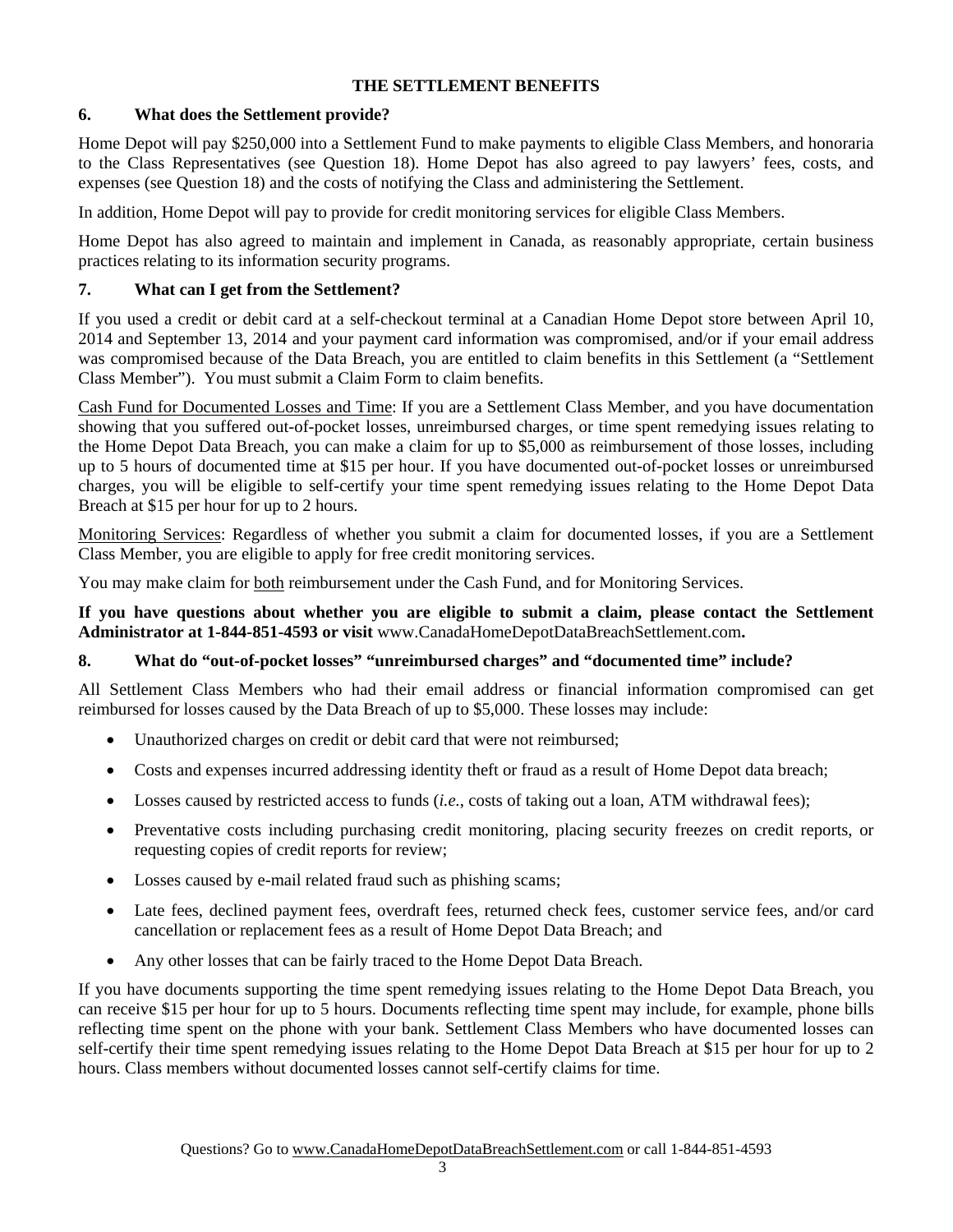## THE SETTLEMENT BENEFITS

### 6. What does the Settlement provide?

Home Depot will pay $250,000 into a Settlement Fund to make payments to eligible Class Members, and honoraria to the Class Representatives (see Question 18). Home Depot has also agreed to pay lawyers' fees, costs, and expenses (see Question 18) and the costs of notifying the Class and administering the Settlement.

In addition, Home Depot will pay to provide for credit monitoring services for eligible Class Members.

Home Depot has also agreed to maintain and implement in Canada, as reasonably appropriate, certain business practices relating to its information security programs.

### 7. What can I get from the Settlement?

If you used a credit or debit card at a self-checkout terminal at a Canadian Home Depot store between April 10, 2014 and September 13, 2014 and your payment card information was compromised, and/or if your email address was compromised because of the Data Breach, you are entitled to claim benefits in this Settlement (a "Settlement Class Member"). You must submit a Claim Form to claim benefits.

<u>Cash Fund for Documented Losses and Time</u>: If you are a Settlement Class Member, and you have documentation showing that you suffered out-of-pocket losses, unreimbursed charges, or time spent remedying issues relating to the Home Depot Data Breach, you can make a claim for up to $5,000 as reimbursement of those losses, including up to 5 hours of documented time at $15 per hour. If you have documented out-of-pocket losses or unreimbursed charges, you will be eligible to self-certify your time spent remedying issues relating to the Home Depot Data Breach at $15 per hour for up to 2 hours.

<u>Monitoring Services</u>: Regardless of whether you submit a claim for documented losses, if you are a Settlement Class Member, you are eligible to apply for free credit monitoring services.

You may make claim for <u>both</u> reimbursement under the Cash Fund, and for Monitoring Services.

**If you have questions about whether you are eligible to submit a claim, please contact the Settlement Administrator at 1-844-851-4593 or visit** www.CanadaHomeDepotDataBreachSettlement.com**.**

### 8. What do "out-of-pocket losses" "unreimbursed charges" and "documented time" include?

All Settlement Class Members who had their email address or financial information compromised can get reimbursed for losses caused by the Data Breach of up to $5,000. These losses may include:

- Unauthorized charges on credit or debit card that were not reimbursed;
- Costs and expenses incurred addressing identity theft or fraud as a result of Home Depot data breach;
- Losses caused by restricted access to funds (*i.e.*, costs of taking out a loan, ATM withdrawal fees);
- Preventative costs including purchasing credit monitoring, placing security freezes on credit reports, or requesting copies of credit reports for review;
- Losses caused by e-mail related fraud such as phishing scams;
- Late fees, declined payment fees, overdraft fees, returned check fees, customer service fees, and/or card cancellation or replacement fees as a result of Home Depot Data Breach; and
- Any other losses that can be fairly traced to the Home Depot Data Breach.

If you have documents supporting the time spent remedying issues relating to the Home Depot Data Breach, you can receive $15 per hour for up to 5 hours. Documents reflecting time spent may include, for example, phone bills reflecting time spent on the phone with your bank. Settlement Class Members who have documented losses can self-certify their time spent remedying issues relating to the Home Depot Data Breach at $15 per hour for up to 2 hours. Class members without documented losses cannot self-certify claims for time.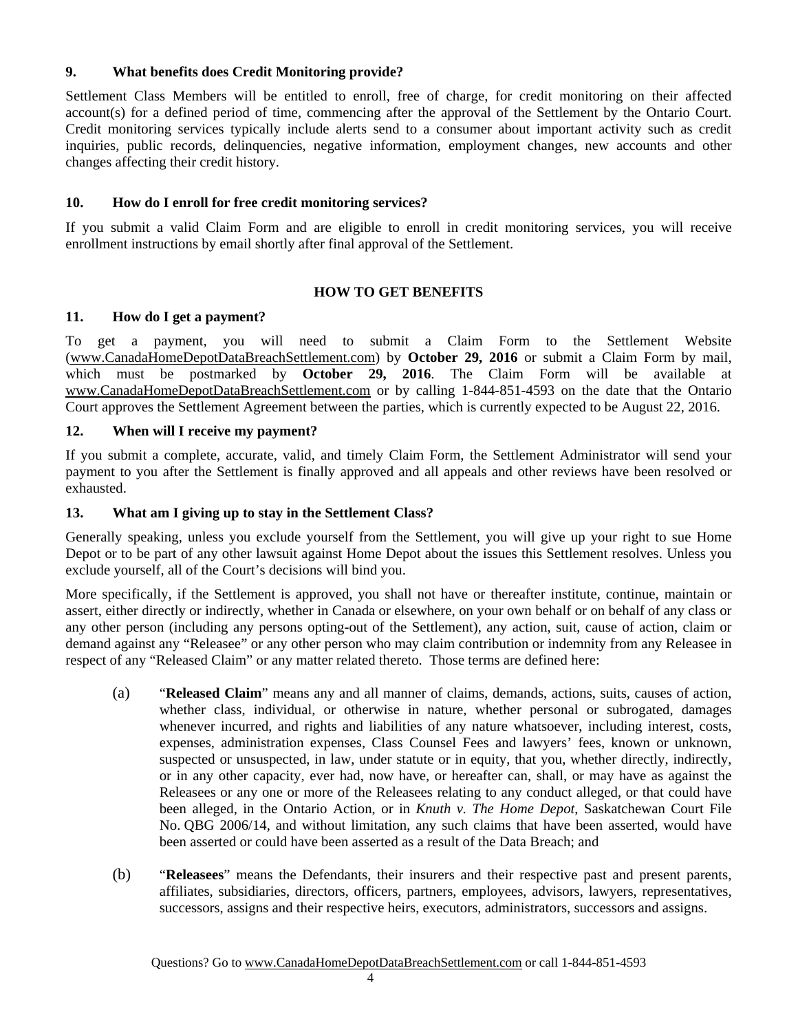### 9. What benefits does Credit Monitoring provide?

Settlement Class Members will be entitled to enroll, free of charge, for credit monitoring on their affected account(s) for a defined period of time, commencing after the approval of the Settlement by the Ontario Court. Credit monitoring services typically include alerts send to a consumer about important activity such as credit inquiries, public records, delinquencies, negative information, employment changes, new accounts and other changes affecting their credit history.

### 10. How do I enroll for free credit monitoring services?

If you submit a valid Claim Form and are eligible to enroll in credit monitoring services, you will receive enrollment instructions by email shortly after final approval of the Settlement.

## HOW TO GET BENEFITS

### 11. How do I get a payment?

To get a payment, you will need to submit a Claim Form to the Settlement Website (www.CanadaHomeDepotDataBreachSettlement.com) by **October 29, 2016** or submit a Claim Form by mail, which must be postmarked by **October 29, 2016**. The Claim Form will be available at www.CanadaHomeDepotDataBreachSettlement.com or by calling 1-844-851-4593 on the date that the Ontario Court approves the Settlement Agreement between the parties, which is currently expected to be August 22, 2016.

### 12. When will I receive my payment?

If you submit a complete, accurate, valid, and timely Claim Form, the Settlement Administrator will send your payment to you after the Settlement is finally approved and all appeals and other reviews have been resolved or exhausted.

### 13. What am I giving up to stay in the Settlement Class?

Generally speaking, unless you exclude yourself from the Settlement, you will give up your right to sue Home Depot or to be part of any other lawsuit against Home Depot about the issues this Settlement resolves. Unless you exclude yourself, all of the Court's decisions will bind you.

More specifically, if the Settlement is approved, you shall not have or thereafter institute, continue, maintain or assert, either directly or indirectly, whether in Canada or elsewhere, on your own behalf or on behalf of any class or any other person (including any persons opting-out of the Settlement), any action, suit, cause of action, claim or demand against any "Releasee" or any other person who may claim contribution or indemnity from any Releasee in respect of any "Released Claim" or any matter related thereto. Those terms are defined here:

(a) "**Released Claim**" means any and all manner of claims, demands, actions, suits, causes of action, whether class, individual, or otherwise in nature, whether personal or subrogated, damages whenever incurred, and rights and liabilities of any nature whatsoever, including interest, costs, expenses, administration expenses, Class Counsel Fees and lawyers' fees, known or unknown, suspected or unsuspected, in law, under statute or in equity, that you, whether directly, indirectly, or in any other capacity, ever had, now have, or hereafter can, shall, or may have as against the Releasees or any one or more of the Releasees relating to any conduct alleged, or that could have been alleged, in the Ontario Action, or in *Knuth v. The Home Depot*, Saskatchewan Court File No. QBG 2006/14, and without limitation, any such claims that have been asserted, would have been asserted or could have been asserted as a result of the Data Breach; and

(b) "**Releasees**" means the Defendants, their insurers and their respective past and present parents, affiliates, subsidiaries, directors, officers, partners, employees, advisors, lawyers, representatives, successors, assigns and their respective heirs, executors, administrators, successors and assigns.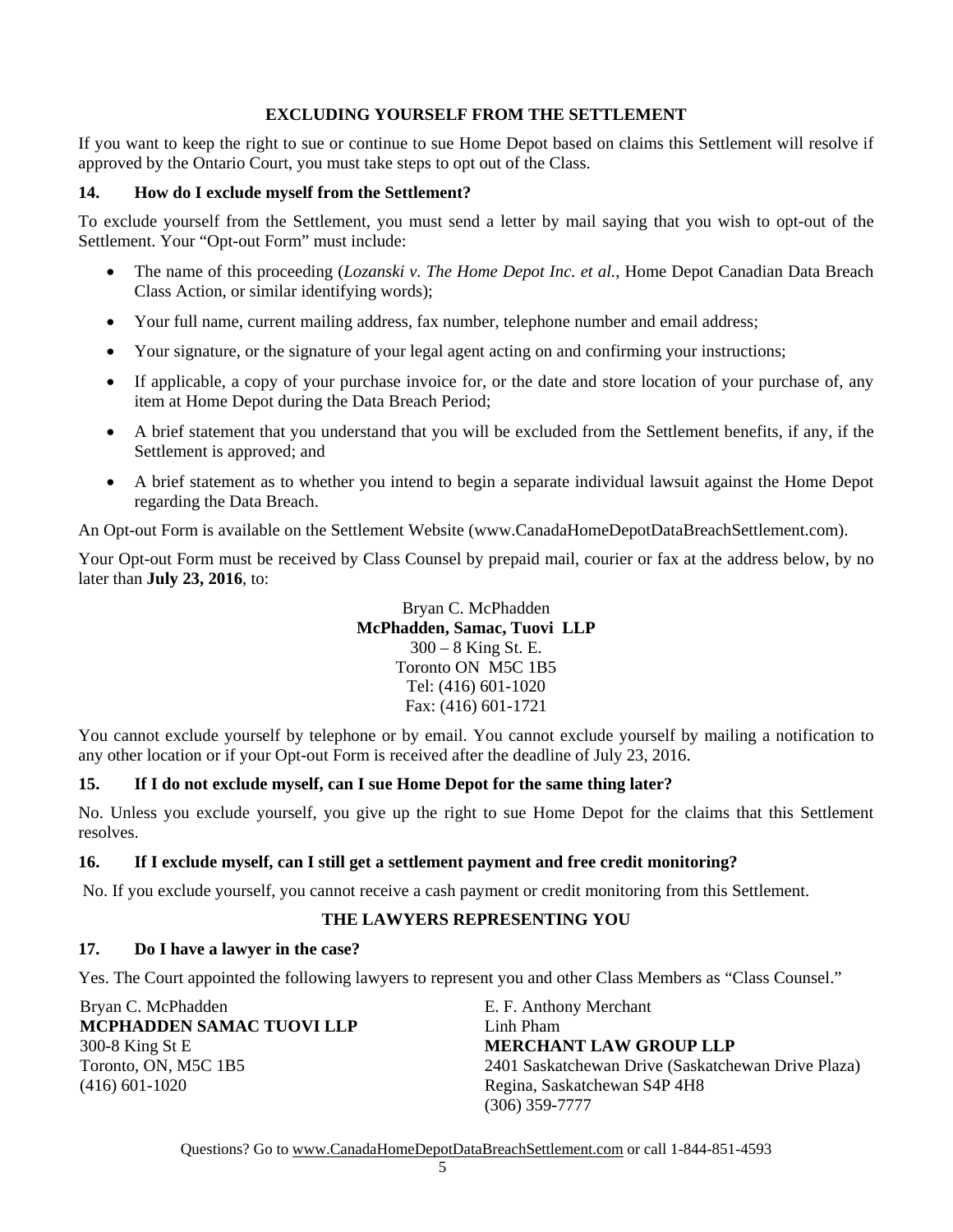## EXCLUDING YOURSELF FROM THE SETTLEMENT

If you want to keep the right to sue or continue to sue Home Depot based on claims this Settlement will resolve if approved by the Ontario Court, you must take steps to opt out of the Class.

### 14. How do I exclude myself from the Settlement?

To exclude yourself from the Settlement, you must send a letter by mail saying that you wish to opt-out of the Settlement. Your "Opt-out Form" must include:

- The name of this proceeding (*Lozanski v. The Home Depot Inc. et al.*, Home Depot Canadian Data Breach Class Action, or similar identifying words);
- Your full name, current mailing address, fax number, telephone number and email address;
- Your signature, or the signature of your legal agent acting on and confirming your instructions;
- If applicable, a copy of your purchase invoice for, or the date and store location of your purchase of, any item at Home Depot during the Data Breach Period;
- A brief statement that you understand that you will be excluded from the Settlement benefits, if any, if the Settlement is approved; and
- A brief statement as to whether you intend to begin a separate individual lawsuit against the Home Depot regarding the Data Breach.

An Opt-out Form is available on the Settlement Website (www.CanadaHomeDepotDataBreachSettlement.com).

Your Opt-out Form must be received by Class Counsel by prepaid mail, courier or fax at the address below, by no later than **July 23, 2016**, to:

Bryan C. McPhadden
**McPhadden, Samac, Tuovi LLP**
300 – 8 King St. E.
Toronto ON M5C 1B5
Tel: (416) 601-1020
Fax: (416) 601-1721

You cannot exclude yourself by telephone or by email. You cannot exclude yourself by mailing a notification to any other location or if your Opt-out Form is received after the deadline of July 23, 2016.

### 15. If I do not exclude myself, can I sue Home Depot for the same thing later?

No. Unless you exclude yourself, you give up the right to sue Home Depot for the claims that this Settlement resolves.

### 16. If I exclude myself, can I still get a settlement payment and free credit monitoring?

No. If you exclude yourself, you cannot receive a cash payment or credit monitoring from this Settlement.

## THE LAWYERS REPRESENTING YOU

### 17. Do I have a lawyer in the case?

Yes. The Court appointed the following lawyers to represent you and other Class Members as "Class Counsel."

Bryan C. McPhadden
**MCPHADDEN SAMAC TUOVI LLP**
300-8 King St E
Toronto, ON, M5C 1B5
(416) 601-1020

E. F. Anthony Merchant
Linh Pham
**MERCHANT LAW GROUP LLP**
2401 Saskatchewan Drive (Saskatchewan Drive Plaza)
Regina, Saskatchewan S4P 4H8
(306) 359-7777

Questions? Go to www.CanadaHomeDepotDataBreachSettlement.com or call 1-844-851-4593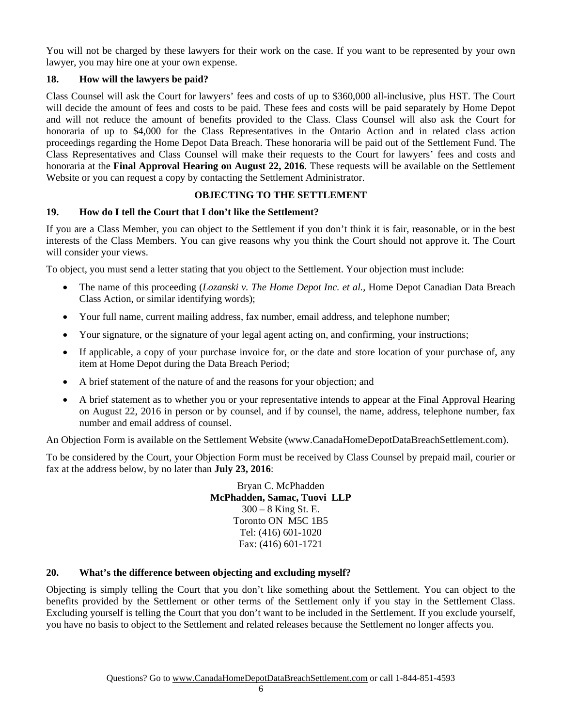You will not be charged by these lawyers for their work on the case. If you want to be represented by your own lawyer, you may hire one at your own expense.

### 18. How will the lawyers be paid?

Class Counsel will ask the Court for lawyers' fees and costs of up to $360,000 all-inclusive, plus HST. The Court will decide the amount of fees and costs to be paid. These fees and costs will be paid separately by Home Depot and will not reduce the amount of benefits provided to the Class. Class Counsel will also ask the Court for honoraria of up to $4,000 for the Class Representatives in the Ontario Action and in related class action proceedings regarding the Home Depot Data Breach. These honoraria will be paid out of the Settlement Fund. The Class Representatives and Class Counsel will make their requests to the Court for lawyers' fees and costs and honoraria at the **Final Approval Hearing on August 22, 2016**. These requests will be available on the Settlement Website or you can request a copy by contacting the Settlement Administrator.

## OBJECTING TO THE SETTLEMENT

### 19. How do I tell the Court that I don't like the Settlement?

If you are a Class Member, you can object to the Settlement if you don't think it is fair, reasonable, or in the best interests of the Class Members. You can give reasons why you think the Court should not approve it. The Court will consider your views.

To object, you must send a letter stating that you object to the Settlement. Your objection must include:

- The name of this proceeding (*Lozanski v. The Home Depot Inc. et al.*, Home Depot Canadian Data Breach Class Action, or similar identifying words);
- Your full name, current mailing address, fax number, email address, and telephone number;
- Your signature, or the signature of your legal agent acting on, and confirming, your instructions;
- If applicable, a copy of your purchase invoice for, or the date and store location of your purchase of, any item at Home Depot during the Data Breach Period;
- A brief statement of the nature of and the reasons for your objection; and
- A brief statement as to whether you or your representative intends to appear at the Final Approval Hearing on August 22, 2016 in person or by counsel, and if by counsel, the name, address, telephone number, fax number and email address of counsel.

An Objection Form is available on the Settlement Website (www.CanadaHomeDepotDataBreachSettlement.com).

To be considered by the Court, your Objection Form must be received by Class Counsel by prepaid mail, courier or fax at the address below, by no later than **July 23, 2016**:

Bryan C. McPhadden
**McPhadden, Samac, Tuovi LLP**
300 – 8 King St. E.
Toronto ON M5C 1B5
Tel: (416) 601-1020
Fax: (416) 601-1721

### 20. What's the difference between objecting and excluding myself?

Objecting is simply telling the Court that you don't like something about the Settlement. You can object to the benefits provided by the Settlement or other terms of the Settlement only if you stay in the Settlement Class. Excluding yourself is telling the Court that you don't want to be included in the Settlement. If you exclude yourself, you have no basis to object to the Settlement and related releases because the Settlement no longer affects you.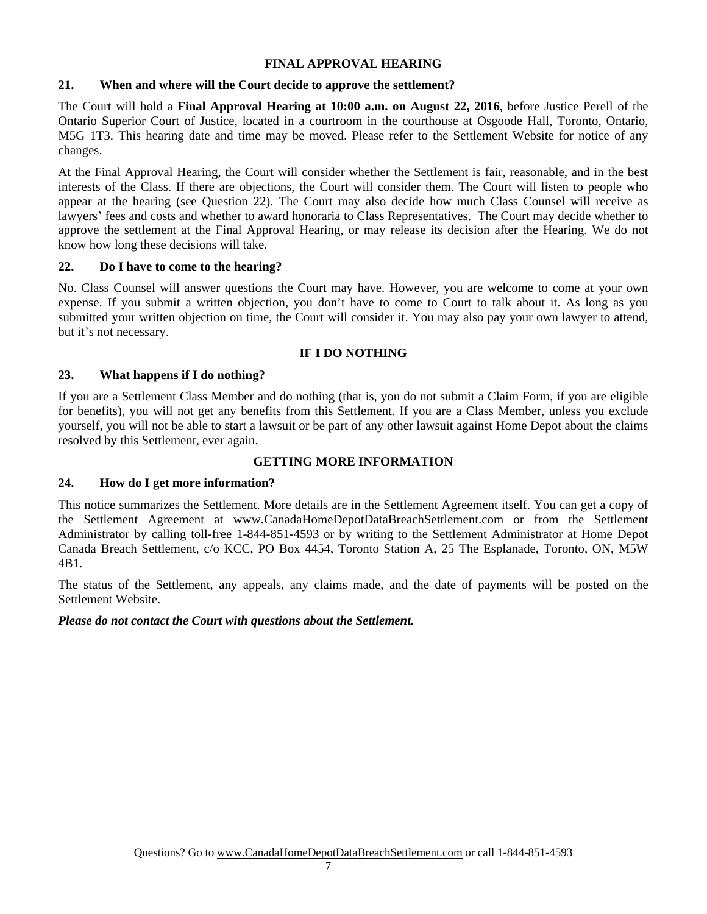## FINAL APPROVAL HEARING

### 21. When and where will the Court decide to approve the settlement?

The Court will hold a **Final Approval Hearing at 10:00 a.m. on August 22, 2016**, before Justice Perell of the Ontario Superior Court of Justice, located in a courtroom in the courthouse at Osgoode Hall, Toronto, Ontario, M5G 1T3. This hearing date and time may be moved. Please refer to the Settlement Website for notice of any changes.

At the Final Approval Hearing, the Court will consider whether the Settlement is fair, reasonable, and in the best interests of the Class. If there are objections, the Court will consider them. The Court will listen to people who appear at the hearing (see Question 22). The Court may also decide how much Class Counsel will receive as lawyers' fees and costs and whether to award honoraria to Class Representatives. The Court may decide whether to approve the settlement at the Final Approval Hearing, or may release its decision after the Hearing. We do not know how long these decisions will take.

### 22. Do I have to come to the hearing?

No. Class Counsel will answer questions the Court may have. However, you are welcome to come at your own expense. If you submit a written objection, you don't have to come to Court to talk about it. As long as you submitted your written objection on time, the Court will consider it. You may also pay your own lawyer to attend, but it's not necessary.

## IF I DO NOTHING

### 23. What happens if I do nothing?

If you are a Settlement Class Member and do nothing (that is, you do not submit a Claim Form, if you are eligible for benefits), you will not get any benefits from this Settlement. If you are a Class Member, unless you exclude yourself, you will not be able to start a lawsuit or be part of any other lawsuit against Home Depot about the claims resolved by this Settlement, ever again.

## GETTING MORE INFORMATION

### 24. How do I get more information?

This notice summarizes the Settlement. More details are in the Settlement Agreement itself. You can get a copy of the Settlement Agreement at www.CanadaHomeDepotDataBreachSettlement.com or from the Settlement Administrator by calling toll-free 1-844-851-4593 or by writing to the Settlement Administrator at Home Depot Canada Breach Settlement, c/o KCC, PO Box 4454, Toronto Station A, 25 The Esplanade, Toronto, ON, M5W 4B1.

The status of the Settlement, any appeals, any claims made, and the date of payments will be posted on the Settlement Website.

***Please do not contact the Court with questions about the Settlement.***